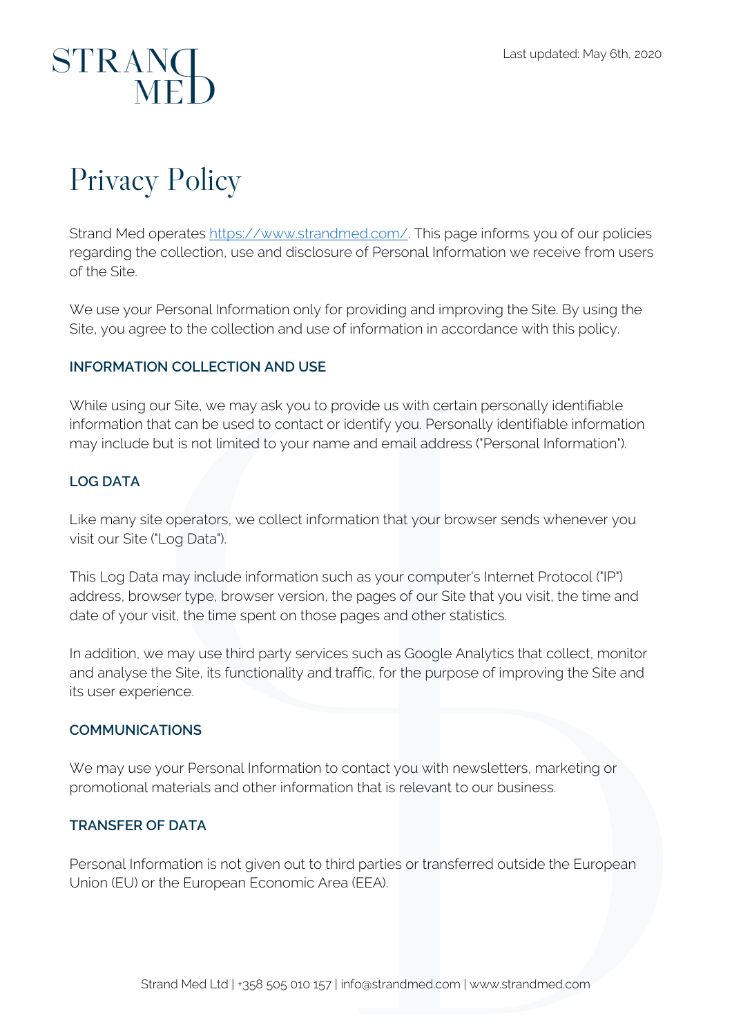Last updated: May 6th, 2020

# Privacy Policy

Strand Med operates [https://www.strandmed.com/](https://www.strandmed.com/). This page informs you of our policies regarding the collection, use and disclosure of Personal Information we receive from users of the Site.

We use your Personal Information only for providing and improving the Site. By using the Site, you agree to the collection and use of information in accordance with this policy.

## INFORMATION COLLECTION AND USE

While using our Site, we may ask you to provide us with certain personally identifiable information that can be used to contact or identify you. Personally identifiable information may include but is not limited to your name and email address ("Personal Information").

## LOG DATA

Like many site operators, we collect information that your browser sends whenever you visit our Site ("Log Data").

This Log Data may include information such as your computer's Internet Protocol ("IP") address, browser type, browser version, the pages of our Site that you visit, the time and date of your visit, the time spent on those pages and other statistics.

In addition, we may use third party services such as Google Analytics that collect, monitor and analyse the Site, its functionality and traffic, for the purpose of improving the Site and its user experience.

## COMMUNICATIONS

We may use your Personal Information to contact you with newsletters, marketing or promotional materials and other information that is relevant to our business.

## TRANSFER OF DATA

Personal Information is not given out to third parties or transferred outside the European Union (EU) or the European Economic Area (EEA).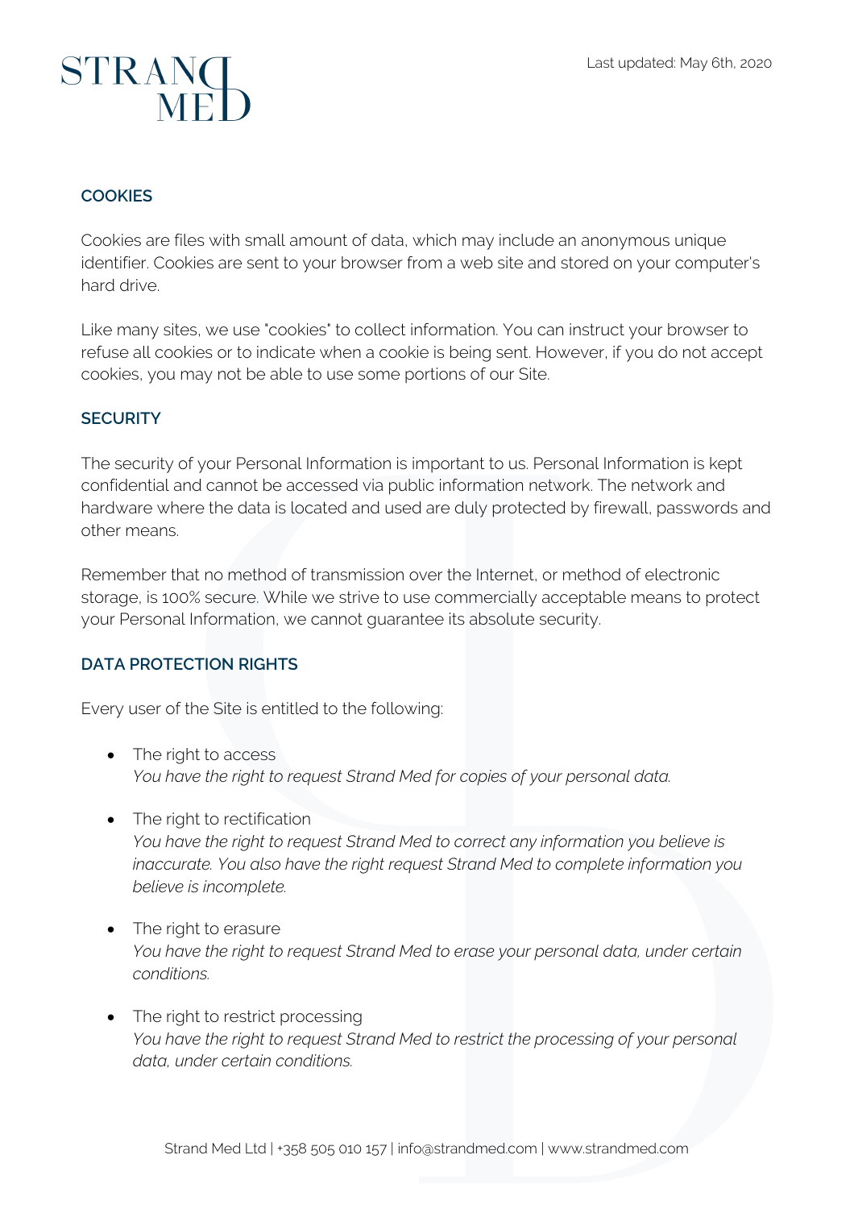## COOKIES

Cookies are files with small amount of data, which may include an anonymous unique identifier. Cookies are sent to your browser from a web site and stored on your computer's hard drive.

Like many sites, we use "cookies" to collect information. You can instruct your browser to refuse all cookies or to indicate when a cookie is being sent. However, if you do not accept cookies, you may not be able to use some portions of our Site.

## SECURITY

The security of your Personal Information is important to us. Personal Information is kept confidential and cannot be accessed via public information network. The network and hardware where the data is located and used are duly protected by firewall, passwords and other means.

Remember that no method of transmission over the Internet, or method of electronic storage, is 100% secure. While we strive to use commercially acceptable means to protect your Personal Information, we cannot guarantee its absolute security.

## DATA PROTECTION RIGHTS

Every user of the Site is entitled to the following:

- The right to access
  *You have the right to request Strand Med for copies of your personal data.*
- The right to rectification
  *You have the right to request Strand Med to correct any information you believe is inaccurate. You also have the right request Strand Med to complete information you believe is incomplete.*
- The right to erasure
  *You have the right to request Strand Med to erase your personal data, under certain conditions.*
- The right to restrict processing
  *You have the right to request Strand Med to restrict the processing of your personal data, under certain conditions.*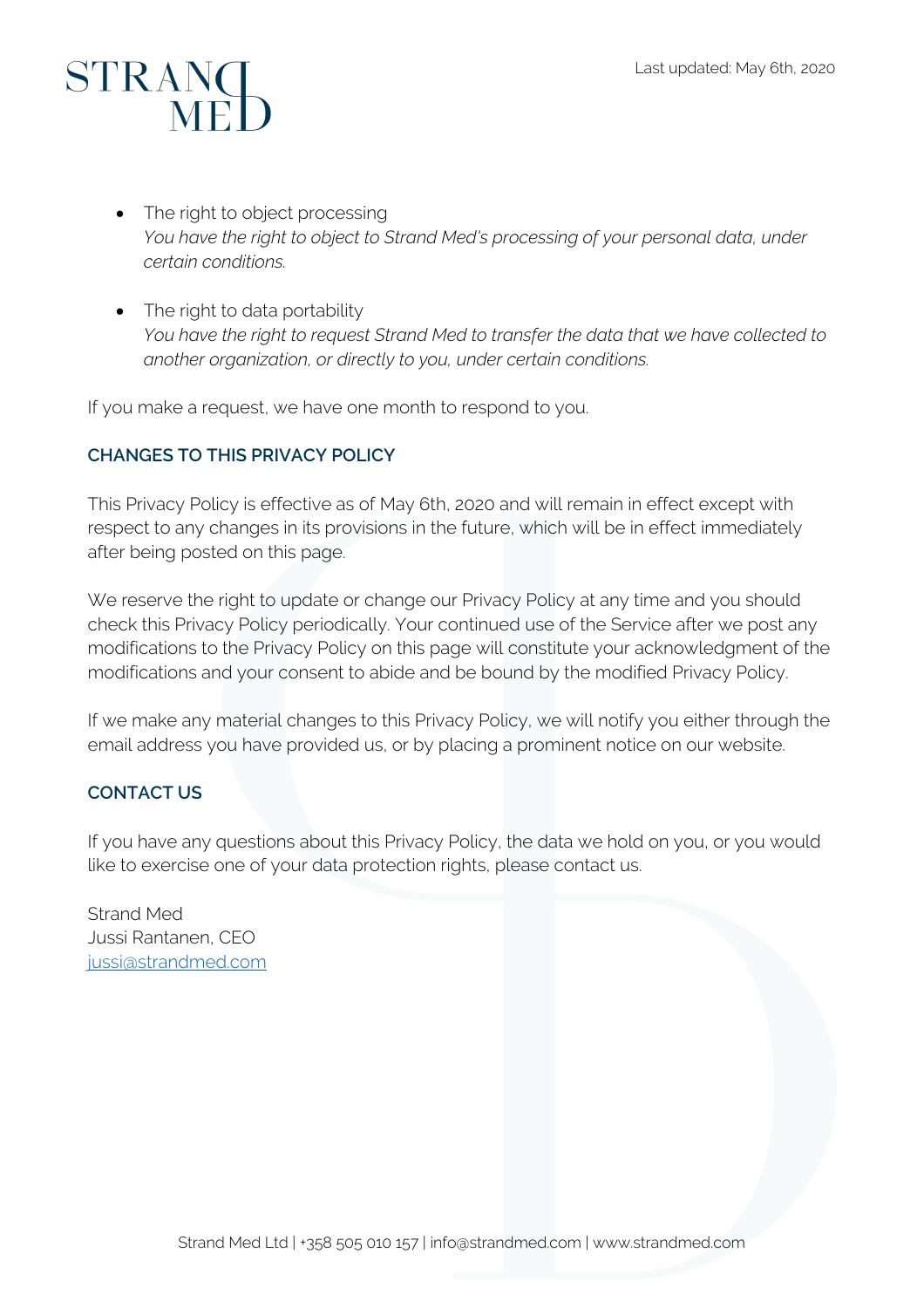- The right to object processing
  *You have the right to object to Strand Med's processing of your personal data, under certain conditions.*

- The right to data portability
  *You have the right to request Strand Med to transfer the data that we have collected to another organization, or directly to you, under certain conditions.*

If you make a request, we have one month to respond to you.

## CHANGES TO THIS PRIVACY POLICY

This Privacy Policy is effective as of May 6th, 2020 and will remain in effect except with respect to any changes in its provisions in the future, which will be in effect immediately after being posted on this page.

We reserve the right to update or change our Privacy Policy at any time and you should check this Privacy Policy periodically. Your continued use of the Service after we post any modifications to the Privacy Policy on this page will constitute your acknowledgment of the modifications and your consent to abide and be bound by the modified Privacy Policy.

If we make any material changes to this Privacy Policy, we will notify you either through the email address you have provided us, or by placing a prominent notice on our website.

## CONTACT US

If you have any questions about this Privacy Policy, the data we hold on you, or you would like to exercise one of your data protection rights, please contact us.

Strand Med
Jussi Rantanen, CEO
jussi@strandmed.com